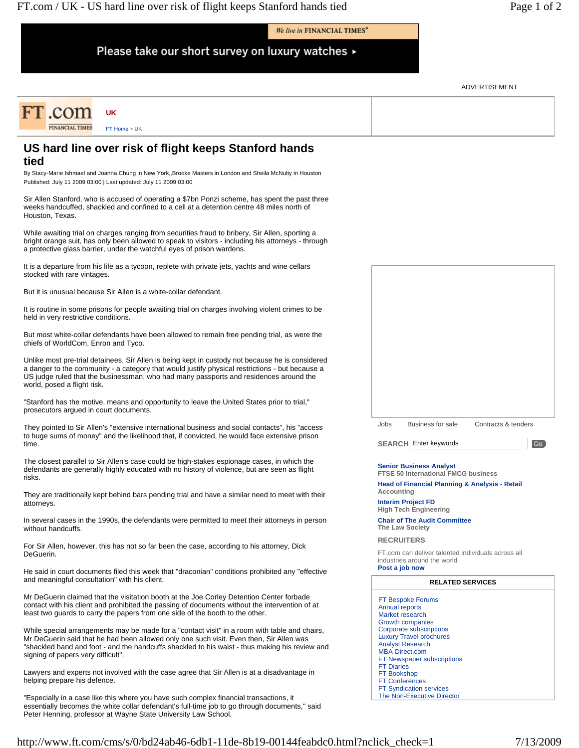# US hard line over risk of flight keeps Stanford hands tied

By Stacy-Marie Ishmael and Joanna Chung in New York,,Brooke Masters in London and Sheila McNulty in Houston

Published: July 11 2009 03:00 | Last updated: July 11 2009 03:00

Sir Allen Stanford, who is accused of operating a $7bn Ponzi scheme, has spent the past three weeks handcuffed, shackled and confined to a cell at a detention centre 48 miles north of Houston, Texas.

While awaiting trial on charges ranging from securities fraud to bribery, Sir Allen, sporting a bright orange suit, has only been allowed to speak to visitors - including his attorneys - through a protective glass barrier, under the watchful eyes of prison wardens.

It is a departure from his life as a tycoon, replete with private jets, yachts and wine cellars stocked with rare vintages.

But it is unusual because Sir Allen is a white-collar defendant.

It is routine in some prisons for people awaiting trial on charges involving violent crimes to be held in very restrictive conditions.

But most white-collar defendants have been allowed to remain free pending trial, as were the chiefs of WorldCom, Enron and Tyco.

Unlike most pre-trial detainees, Sir Allen is being kept in custody not because he is considered a danger to the community - a category that would justify physical restrictions - but because a US judge ruled that the businessman, who had many passports and residences around the world, posed a flight risk.

"Stanford has the motive, means and opportunity to leave the United States prior to trial," prosecutors argued in court documents.

They pointed to Sir Allen's "extensive international business and social contacts", his "access to huge sums of money" and the likelihood that, if convicted, he would face extensive prison time.

The closest parallel to Sir Allen's case could be high-stakes espionage cases, in which the defendants are generally highly educated with no history of violence, but are seen as flight risks.

They are traditionally kept behind bars pending trial and have a similar need to meet with their attorneys.

In several cases in the 1990s, the defendants were permitted to meet their attorneys in person without handcuffs.

For Sir Allen, however, this has not so far been the case, according to his attorney, Dick DeGuerin.

He said in court documents filed this week that "draconian" conditions prohibited any "effective and meaningful consultation" with his client.

Mr DeGuerin claimed that the visitation booth at the Joe Corley Detention Center forbade contact with his client and prohibited the passing of documents without the intervention of at least two guards to carry the papers from one side of the booth to the other.

While special arrangements may be made for a "contact visit" in a room with table and chairs, Mr DeGuerin said that he had been allowed only one such visit. Even then, Sir Allen was "shackled hand and foot - and the handcuffs shackled to his waist - thus making his review and signing of papers very difficult".

Lawyers and experts not involved with the case agree that Sir Allen is at a disadvantage in helping prepare his defence.

"Especially in a case like this where you have such complex financial transactions, it essentially becomes the white collar defendant's full-time job to go through documents," said Peter Henning, professor at Wayne State University Law School.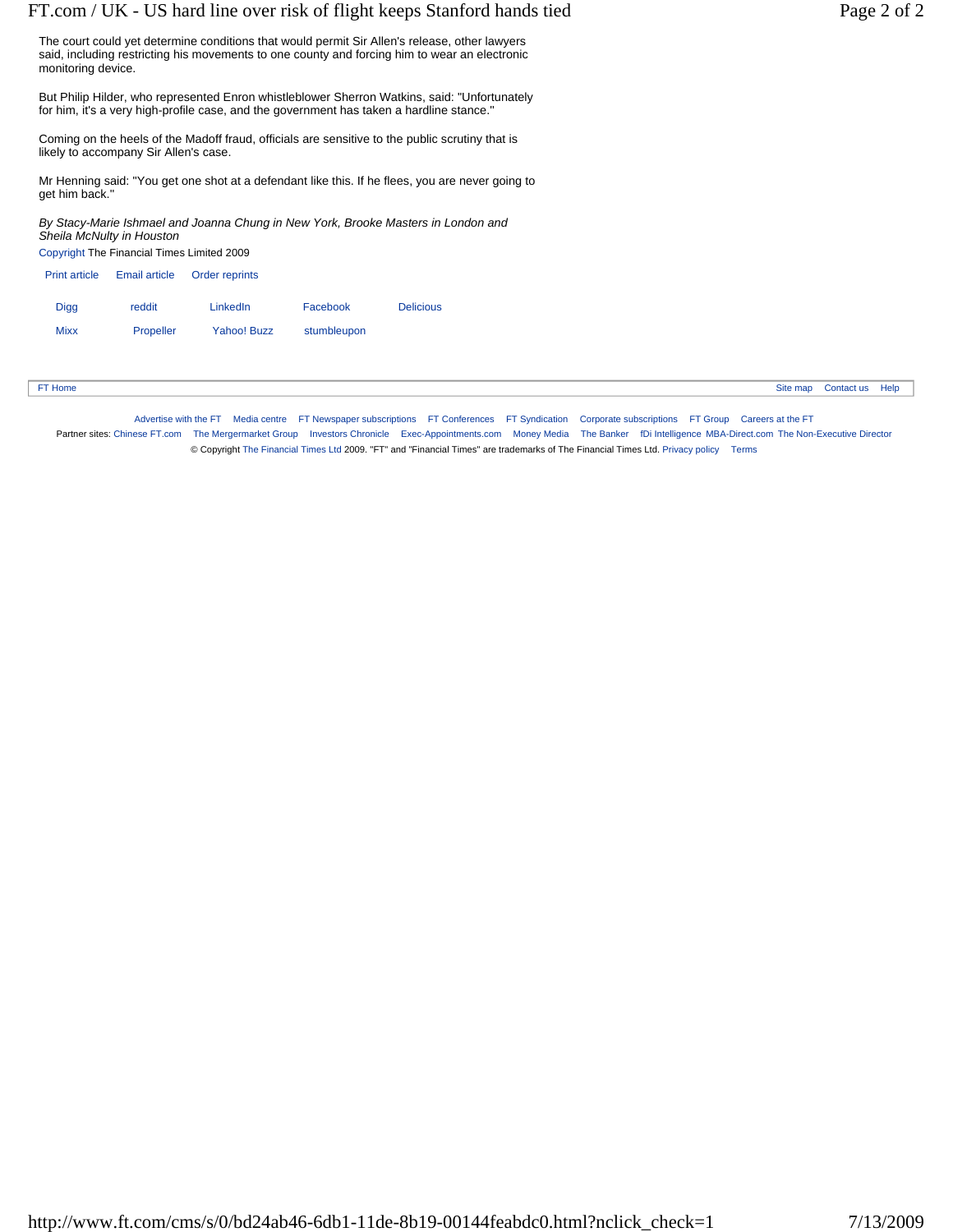The court could yet determine conditions that would permit Sir Allen's release, other lawyers said, including restricting his movements to one county and forcing him to wear an electronic monitoring device.

But Philip Hilder, who represented Enron whistleblower Sherron Watkins, said: "Unfortunately for him, it's a very high-profile case, and the government has taken a hardline stance."

Coming on the heels of the Madoff fraud, officials are sensitive to the public scrutiny that is likely to accompany Sir Allen's case.

Mr Henning said: "You get one shot at a defendant like this. If he flees, you are never going to get him back."

*By Stacy-Marie Ishmael and Joanna Chung in New York, Brooke Masters in London and Sheila McNulty in Houston*

Copyright The Financial Times Limited 2009

Print article Email article Order reprints

Digg reddit LinkedIn Facebook Delicious

Mixx Propeller Yahoo! Buzz stumbleupon

FT Home Site map Contact us Help

Advertise with the FT Media centre FT Newspaper subscriptions FT Conferences FT Syndication Corporate subscriptions FT Group Careers at the FT

Partner sites: Chinese FT.com The Mergermarket Group Investors Chronicle Exec-Appointments.com Money Media The Banker fDi Intelligence MBA-Direct.com The Non-Executive Director

© Copyright The Financial Times Ltd 2009. "FT" and "Financial Times" are trademarks of The Financial Times Ltd. Privacy policy Terms